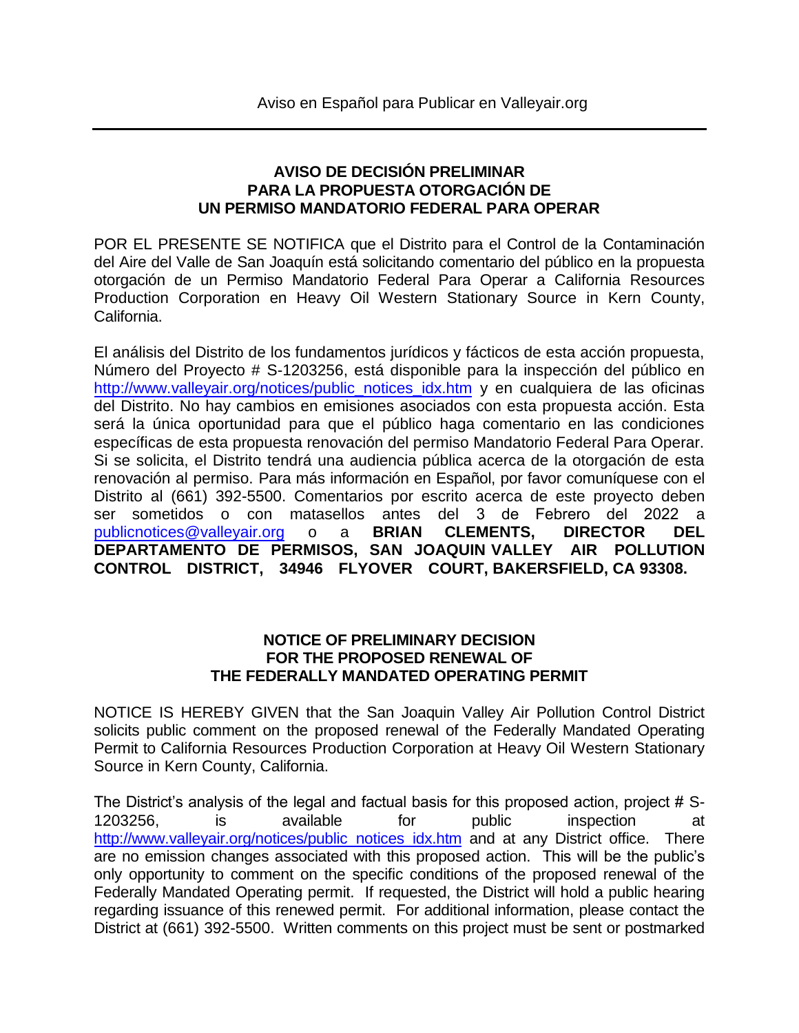Aviso en Español para Publicar en Valleyair.org

---

**AVISO DE DECISIÓN PRELIMINAR**
**PARA LA PROPUESTA OTORGACIÓN DE**
**UN PERMISO MANDATORIO FEDERAL PARA OPERAR**

POR EL PRESENTE SE NOTIFICA que el Distrito para el Control de la Contaminación del Aire del Valle de San Joaquín está solicitando comentario del público en la propuesta otorgación de un Permiso Mandatorio Federal Para Operar a California Resources Production Corporation en Heavy Oil Western Stationary Source in Kern County, California.

El análisis del Distrito de los fundamentos jurídicos y fácticos de esta acción propuesta, Número del Proyecto # S-1203256, está disponible para la inspección del público en http://www.valleyair.org/notices/public_notices_idx.htm y en cualquiera de las oficinas del Distrito. No hay cambios en emisiones asociados con esta propuesta acción. Esta será la única oportunidad para que el público haga comentario en las condiciones específicas de esta propuesta renovación del permiso Mandatorio Federal Para Operar. Si se solicita, el Distrito tendrá una audiencia pública acerca de la otorgación de esta renovación al permiso. Para más información en Español, por favor comuníquese con el Distrito al (661) 392-5500. Comentarios por escrito acerca de este proyecto deben ser sometidos o con matasellos antes del 3 de Febrero del 2022 a publicnotices@valleyair.org o a **BRIAN CLEMENTS, DIRECTOR DEL DEPARTAMENTO DE PERMISOS, SAN JOAQUIN VALLEY AIR POLLUTION CONTROL DISTRICT, 34946 FLYOVER COURT, BAKERSFIELD, CA 93308.**

**NOTICE OF PRELIMINARY DECISION**
**FOR THE PROPOSED RENEWAL OF**
**THE FEDERALLY MANDATED OPERATING PERMIT**

NOTICE IS HEREBY GIVEN that the San Joaquin Valley Air Pollution Control District solicits public comment on the proposed renewal of the Federally Mandated Operating Permit to California Resources Production Corporation at Heavy Oil Western Stationary Source in Kern County, California.

The District's analysis of the legal and factual basis for this proposed action, project # S-1203256, is available for public inspection at http://www.valleyair.org/notices/public_notices_idx.htm and at any District office. There are no emission changes associated with this proposed action. This will be the public's only opportunity to comment on the specific conditions of the proposed renewal of the Federally Mandated Operating permit. If requested, the District will hold a public hearing regarding issuance of this renewed permit. For additional information, please contact the District at (661) 392-5500. Written comments on this project must be sent or postmarked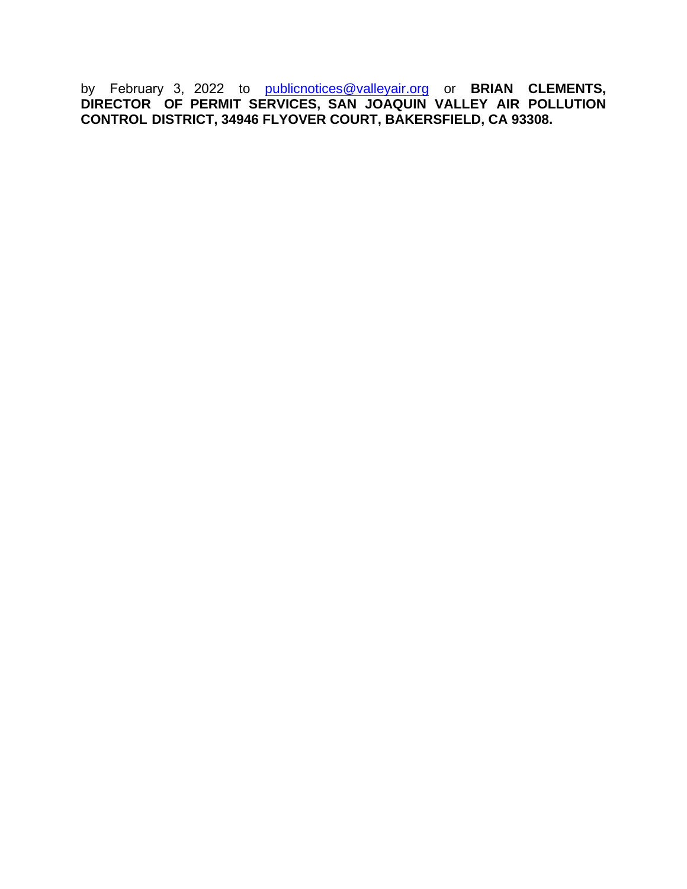by February 3, 2022 to publicnotices@valleyair.org or **BRIAN CLEMENTS, DIRECTOR OF PERMIT SERVICES, SAN JOAQUIN VALLEY AIR POLLUTION CONTROL DISTRICT, 34946 FLYOVER COURT, BAKERSFIELD, CA 93308.**